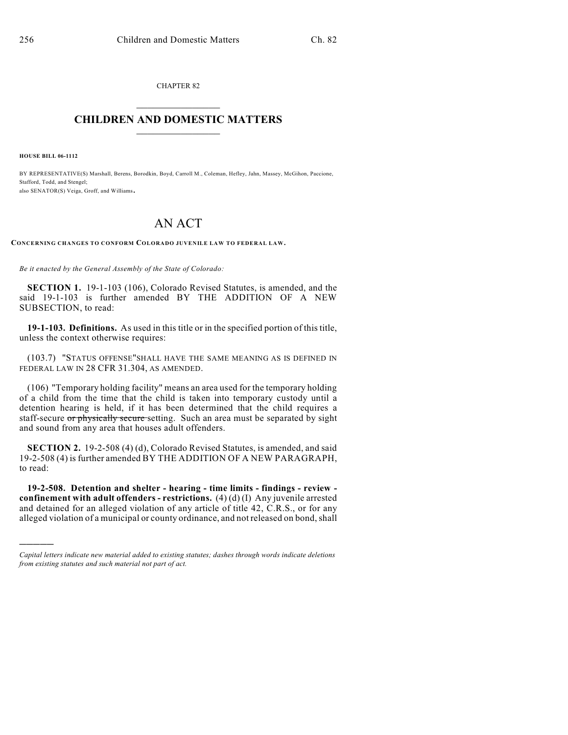CHAPTER 82

# CHILDREN AND DOMESTIC MATTERS

**HOUSE BILL 06-1112**

BY REPRESENTATIVE(S) Marshall, Berens, Borodkin, Boyd, Carroll M., Coleman, Hefley, Jahn, Massey, McGihon, Paccione, Stafford, Todd, and Stengel;
also SENATOR(S) Veiga, Groff, and Williams.

# AN ACT

**CONCERNING CHANGES TO CONFORM COLORADO JUVENILE LAW TO FEDERAL LAW.**

*Be it enacted by the General Assembly of the State of Colorado:*

**SECTION 1.** 19-1-103 (106), Colorado Revised Statutes, is amended, and the said 19-1-103 is further amended BY THE ADDITION OF A NEW SUBSECTION, to read:

**19-1-103. Definitions.** As used in this title or in the specified portion of this title, unless the context otherwise requires:

(103.7) "STATUS OFFENSE" SHALL HAVE THE SAME MEANING AS IS DEFINED IN FEDERAL LAW IN 28 CFR 31.304, AS AMENDED.

(106) "Temporary holding facility" means an area used for the temporary holding of a child from the time that the child is taken into temporary custody until a detention hearing is held, if it has been determined that the child requires a staff-secure ~~or physically secure~~ setting. Such an area must be separated by sight and sound from any area that houses adult offenders.

**SECTION 2.** 19-2-508 (4) (d), Colorado Revised Statutes, is amended, and said 19-2-508 (4) is further amended BY THE ADDITION OF A NEW PARAGRAPH, to read:

**19-2-508. Detention and shelter - hearing - time limits - findings - review - confinement with adult offenders - restrictions.** (4) (d) (I) Any juvenile arrested and detained for an alleged violation of any article of title 42, C.R.S., or for any alleged violation of a municipal or county ordinance, and not released on bond, shall

*Capital letters indicate new material added to existing statutes; dashes through words indicate deletions from existing statutes and such material not part of act.*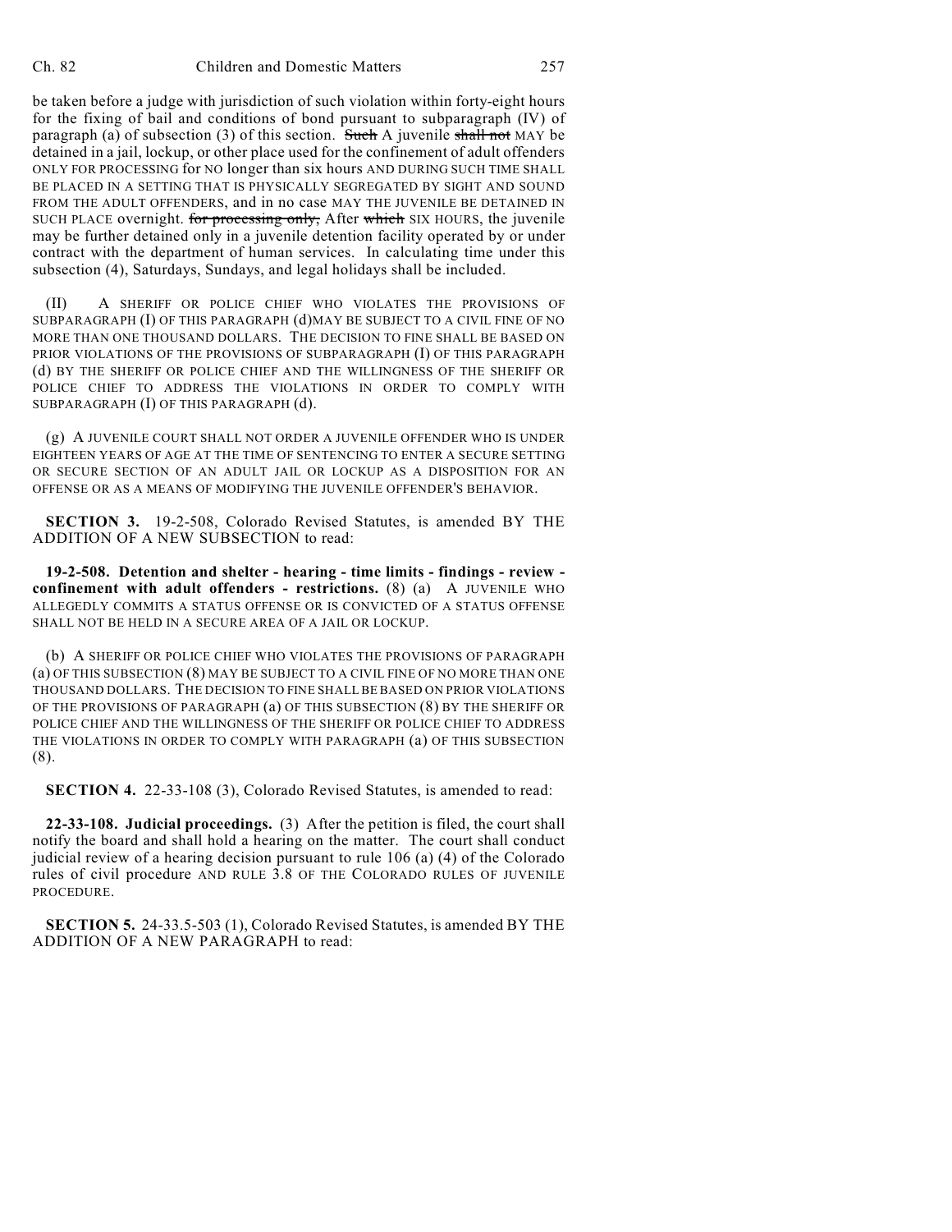be taken before a judge with jurisdiction of such violation within forty-eight hours for the fixing of bail and conditions of bond pursuant to subparagraph (IV) of paragraph (a) of subsection (3) of this section. ~~Such~~ A juvenile ~~shall not~~ MAY be detained in a jail, lockup, or other place used for the confinement of adult offenders ONLY FOR PROCESSING for NO longer than six hours AND DURING SUCH TIME SHALL BE PLACED IN A SETTING THAT IS PHYSICALLY SEGREGATED BY SIGHT AND SOUND FROM THE ADULT OFFENDERS, and in no case MAY THE JUVENILE BE DETAINED IN SUCH PLACE overnight. ~~for processing only,~~ After ~~which~~ SIX HOURS, the juvenile may be further detained only in a juvenile detention facility operated by or under contract with the department of human services. In calculating time under this subsection (4), Saturdays, Sundays, and legal holidays shall be included.

(II) A SHERIFF OR POLICE CHIEF WHO VIOLATES THE PROVISIONS OF SUBPARAGRAPH (I) OF THIS PARAGRAPH (d)MAY BE SUBJECT TO A CIVIL FINE OF NO MORE THAN ONE THOUSAND DOLLARS. THE DECISION TO FINE SHALL BE BASED ON PRIOR VIOLATIONS OF THE PROVISIONS OF SUBPARAGRAPH (I) OF THIS PARAGRAPH (d) BY THE SHERIFF OR POLICE CHIEF AND THE WILLINGNESS OF THE SHERIFF OR POLICE CHIEF TO ADDRESS THE VIOLATIONS IN ORDER TO COMPLY WITH SUBPARAGRAPH (I) OF THIS PARAGRAPH (d).

(g) A JUVENILE COURT SHALL NOT ORDER A JUVENILE OFFENDER WHO IS UNDER EIGHTEEN YEARS OF AGE AT THE TIME OF SENTENCING TO ENTER A SECURE SETTING OR SECURE SECTION OF AN ADULT JAIL OR LOCKUP AS A DISPOSITION FOR AN OFFENSE OR AS A MEANS OF MODIFYING THE JUVENILE OFFENDER'S BEHAVIOR.

**SECTION 3.** 19-2-508, Colorado Revised Statutes, is amended BY THE ADDITION OF A NEW SUBSECTION to read:

**19-2-508. Detention and shelter - hearing - time limits - findings - review - confinement with adult offenders - restrictions.** (8) (a) A JUVENILE WHO ALLEGEDLY COMMITS A STATUS OFFENSE OR IS CONVICTED OF A STATUS OFFENSE SHALL NOT BE HELD IN A SECURE AREA OF A JAIL OR LOCKUP.

(b) A SHERIFF OR POLICE CHIEF WHO VIOLATES THE PROVISIONS OF PARAGRAPH (a) OF THIS SUBSECTION (8) MAY BE SUBJECT TO A CIVIL FINE OF NO MORE THAN ONE THOUSAND DOLLARS. THE DECISION TO FINE SHALL BE BASED ON PRIOR VIOLATIONS OF THE PROVISIONS OF PARAGRAPH (a) OF THIS SUBSECTION (8) BY THE SHERIFF OR POLICE CHIEF AND THE WILLINGNESS OF THE SHERIFF OR POLICE CHIEF TO ADDRESS THE VIOLATIONS IN ORDER TO COMPLY WITH PARAGRAPH (a) OF THIS SUBSECTION (8).

**SECTION 4.** 22-33-108 (3), Colorado Revised Statutes, is amended to read:

**22-33-108. Judicial proceedings.** (3) After the petition is filed, the court shall notify the board and shall hold a hearing on the matter. The court shall conduct judicial review of a hearing decision pursuant to rule 106 (a) (4) of the Colorado rules of civil procedure AND RULE 3.8 OF THE COLORADO RULES OF JUVENILE PROCEDURE.

**SECTION 5.** 24-33.5-503 (1), Colorado Revised Statutes, is amended BY THE ADDITION OF A NEW PARAGRAPH to read: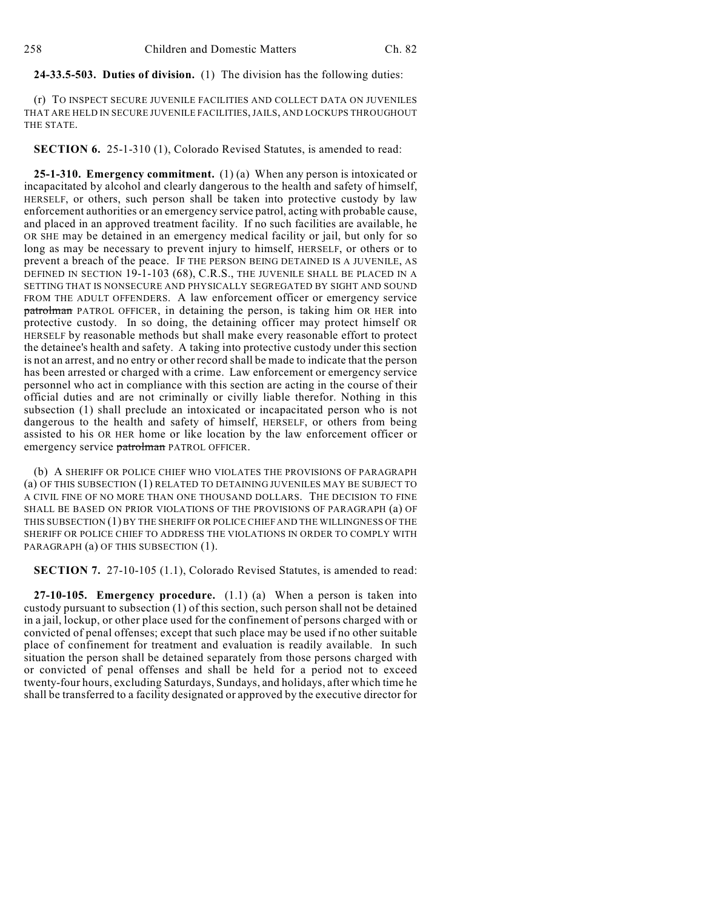**24-33.5-503. Duties of division.** (1) The division has the following duties:

(r) TO INSPECT SECURE JUVENILE FACILITIES AND COLLECT DATA ON JUVENILES THAT ARE HELD IN SECURE JUVENILE FACILITIES, JAILS, AND LOCKUPS THROUGHOUT THE STATE.

**SECTION 6.** 25-1-310 (1), Colorado Revised Statutes, is amended to read:

**25-1-310. Emergency commitment.** (1) (a) When any person is intoxicated or incapacitated by alcohol and clearly dangerous to the health and safety of himself, HERSELF, or others, such person shall be taken into protective custody by law enforcement authorities or an emergency service patrol, acting with probable cause, and placed in an approved treatment facility. If no such facilities are available, he OR SHE may be detained in an emergency medical facility or jail, but only for so long as may be necessary to prevent injury to himself, HERSELF, or others or to prevent a breach of the peace. IF THE PERSON BEING DETAINED IS A JUVENILE, AS DEFINED IN SECTION 19-1-103 (68), C.R.S., THE JUVENILE SHALL BE PLACED IN A SETTING THAT IS NONSECURE AND PHYSICALLY SEGREGATED BY SIGHT AND SOUND FROM THE ADULT OFFENDERS. A law enforcement officer or emergency service ~~patrolman~~ PATROL OFFICER, in detaining the person, is taking him OR HER into protective custody. In so doing, the detaining officer may protect himself OR HERSELF by reasonable methods but shall make every reasonable effort to protect the detainee's health and safety. A taking into protective custody under this section is not an arrest, and no entry or other record shall be made to indicate that the person has been arrested or charged with a crime. Law enforcement or emergency service personnel who act in compliance with this section are acting in the course of their official duties and are not criminally or civilly liable therefor. Nothing in this subsection (1) shall preclude an intoxicated or incapacitated person who is not dangerous to the health and safety of himself, HERSELF, or others from being assisted to his OR HER home or like location by the law enforcement officer or emergency service ~~patrolman~~ PATROL OFFICER.

(b) A SHERIFF OR POLICE CHIEF WHO VIOLATES THE PROVISIONS OF PARAGRAPH (a) OF THIS SUBSECTION (1) RELATED TO DETAINING JUVENILES MAY BE SUBJECT TO A CIVIL FINE OF NO MORE THAN ONE THOUSAND DOLLARS. THE DECISION TO FINE SHALL BE BASED ON PRIOR VIOLATIONS OF THE PROVISIONS OF PARAGRAPH (a) OF THIS SUBSECTION (1) BY THE SHERIFF OR POLICE CHIEF AND THE WILLINGNESS OF THE SHERIFF OR POLICE CHIEF TO ADDRESS THE VIOLATIONS IN ORDER TO COMPLY WITH PARAGRAPH (a) OF THIS SUBSECTION (1).

**SECTION 7.** 27-10-105 (1.1), Colorado Revised Statutes, is amended to read:

**27-10-105. Emergency procedure.** (1.1) (a) When a person is taken into custody pursuant to subsection (1) of this section, such person shall not be detained in a jail, lockup, or other place used for the confinement of persons charged with or convicted of penal offenses; except that such place may be used if no other suitable place of confinement for treatment and evaluation is readily available. In such situation the person shall be detained separately from those persons charged with or convicted of penal offenses and shall be held for a period not to exceed twenty-four hours, excluding Saturdays, Sundays, and holidays, after which time he shall be transferred to a facility designated or approved by the executive director for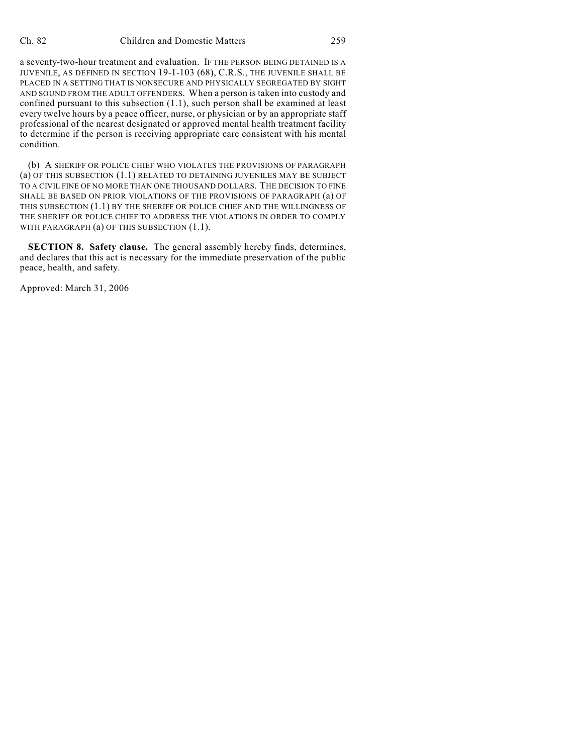a seventy-two-hour treatment and evaluation. IF THE PERSON BEING DETAINED IS A JUVENILE, AS DEFINED IN SECTION 19-1-103 (68), C.R.S., THE JUVENILE SHALL BE PLACED IN A SETTING THAT IS NONSECURE AND PHYSICALLY SEGREGATED BY SIGHT AND SOUND FROM THE ADULT OFFENDERS. When a person is taken into custody and confined pursuant to this subsection (1.1), such person shall be examined at least every twelve hours by a peace officer, nurse, or physician or by an appropriate staff professional of the nearest designated or approved mental health treatment facility to determine if the person is receiving appropriate care consistent with his mental condition.

(b) A SHERIFF OR POLICE CHIEF WHO VIOLATES THE PROVISIONS OF PARAGRAPH (a) OF THIS SUBSECTION (1.1) RELATED TO DETAINING JUVENILES MAY BE SUBJECT TO A CIVIL FINE OF NO MORE THAN ONE THOUSAND DOLLARS. THE DECISION TO FINE SHALL BE BASED ON PRIOR VIOLATIONS OF THE PROVISIONS OF PARAGRAPH (a) OF THIS SUBSECTION (1.1) BY THE SHERIFF OR POLICE CHIEF AND THE WILLINGNESS OF THE SHERIFF OR POLICE CHIEF TO ADDRESS THE VIOLATIONS IN ORDER TO COMPLY WITH PARAGRAPH (a) OF THIS SUBSECTION (1.1).

**SECTION 8. Safety clause.** The general assembly hereby finds, determines, and declares that this act is necessary for the immediate preservation of the public peace, health, and safety.

Approved: March 31, 2006